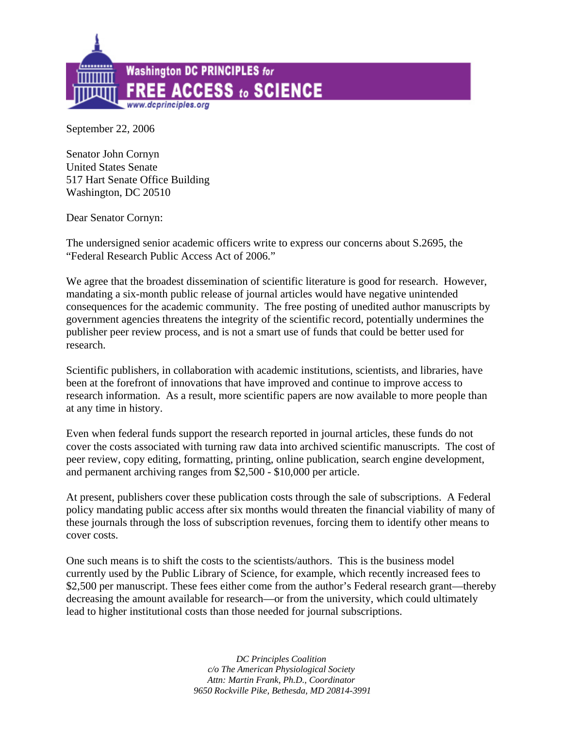**Washington DC PRINCIPLES for FREE ACCESS to SCIENCE**
www.dcprinciples.org

September 22, 2006

Senator John Cornyn
United States Senate
517 Hart Senate Office Building
Washington, DC 20510

Dear Senator Cornyn:

The undersigned senior academic officers write to express our concerns about S.2695, the "Federal Research Public Access Act of 2006."

We agree that the broadest dissemination of scientific literature is good for research. However, mandating a six-month public release of journal articles would have negative unintended consequences for the academic community. The free posting of unedited author manuscripts by government agencies threatens the integrity of the scientific record, potentially undermines the publisher peer review process, and is not a smart use of funds that could be better used for research.

Scientific publishers, in collaboration with academic institutions, scientists, and libraries, have been at the forefront of innovations that have improved and continue to improve access to research information. As a result, more scientific papers are now available to more people than at any time in history.

Even when federal funds support the research reported in journal articles, these funds do not cover the costs associated with turning raw data into archived scientific manuscripts. The cost of peer review, copy editing, formatting, printing, online publication, search engine development, and permanent archiving ranges from $2,500 - $10,000 per article.

At present, publishers cover these publication costs through the sale of subscriptions. A Federal policy mandating public access after six months would threaten the financial viability of many of these journals through the loss of subscription revenues, forcing them to identify other means to cover costs.

One such means is to shift the costs to the scientists/authors. This is the business model currently used by the Public Library of Science, for example, which recently increased fees to $2,500 per manuscript. These fees either come from the author's Federal research grant—thereby decreasing the amount available for research—or from the university, which could ultimately lead to higher institutional costs than those needed for journal subscriptions.

*DC Principles Coalition*
*c/o The American Physiological Society*
*Attn: Martin Frank, Ph.D., Coordinator*
*9650 Rockville Pike, Bethesda, MD 20814-3991*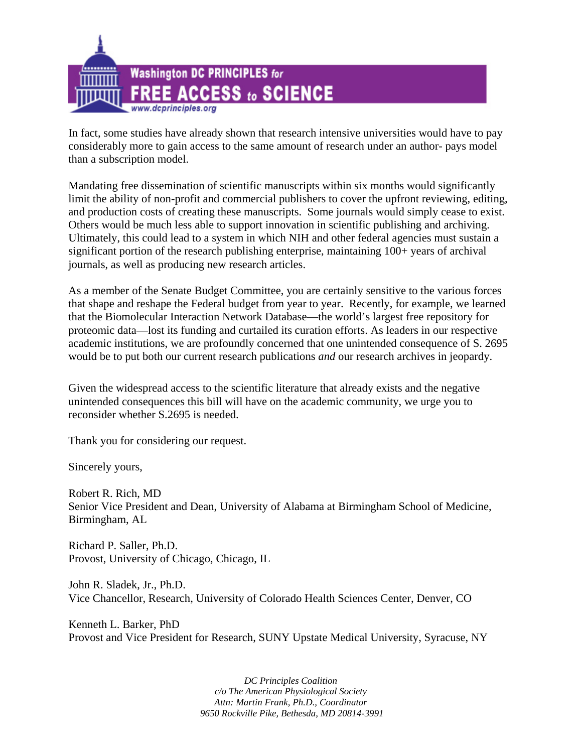In fact, some studies have already shown that research intensive universities would have to pay considerably more to gain access to the same amount of research under an author- pays model than a subscription model.

Mandating free dissemination of scientific manuscripts within six months would significantly limit the ability of non-profit and commercial publishers to cover the upfront reviewing, editing, and production costs of creating these manuscripts. Some journals would simply cease to exist. Others would be much less able to support innovation in scientific publishing and archiving. Ultimately, this could lead to a system in which NIH and other federal agencies must sustain a significant portion of the research publishing enterprise, maintaining 100+ years of archival journals, as well as producing new research articles.

As a member of the Senate Budget Committee, you are certainly sensitive to the various forces that shape and reshape the Federal budget from year to year. Recently, for example, we learned that the Biomolecular Interaction Network Database—the world's largest free repository for proteomic data—lost its funding and curtailed its curation efforts. As leaders in our respective academic institutions, we are profoundly concerned that one unintended consequence of S. 2695 would be to put both our current research publications *and* our research archives in jeopardy.

Given the widespread access to the scientific literature that already exists and the negative unintended consequences this bill will have on the academic community, we urge you to reconsider whether S.2695 is needed.

Thank you for considering our request.

Sincerely yours,

Robert R. Rich, MD
Senior Vice President and Dean, University of Alabama at Birmingham School of Medicine, Birmingham, AL

Richard P. Saller, Ph.D.
Provost, University of Chicago, Chicago, IL

John R. Sladek, Jr., Ph.D.
Vice Chancellor, Research, University of Colorado Health Sciences Center, Denver, CO

Kenneth L. Barker, PhD
Provost and Vice President for Research, SUNY Upstate Medical University, Syracuse, NY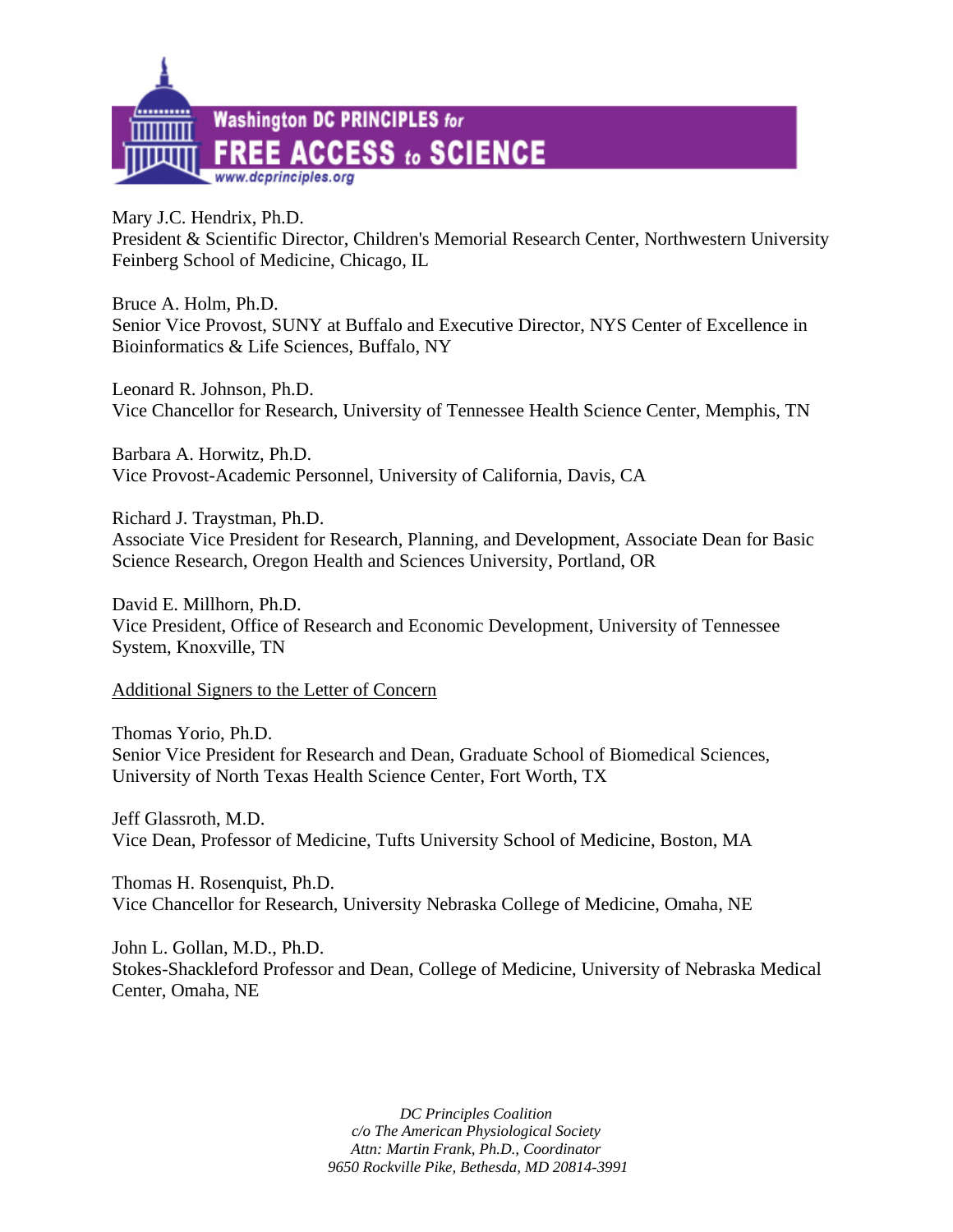Washington DC PRINCIPLES for
FREE ACCESS to SCIENCE
www.dcprinciples.org

Mary J.C. Hendrix, Ph.D.
President & Scientific Director, Children's Memorial Research Center, Northwestern University Feinberg School of Medicine, Chicago, IL

Bruce A. Holm, Ph.D.
Senior Vice Provost, SUNY at Buffalo and Executive Director, NYS Center of Excellence in Bioinformatics & Life Sciences, Buffalo, NY

Leonard R. Johnson, Ph.D.
Vice Chancellor for Research, University of Tennessee Health Science Center, Memphis, TN

Barbara A. Horwitz, Ph.D.
Vice Provost-Academic Personnel, University of California, Davis, CA

Richard J. Traystman, Ph.D.
Associate Vice President for Research, Planning, and Development, Associate Dean for Basic Science Research, Oregon Health and Sciences University, Portland, OR

David E. Millhorn, Ph.D.
Vice President, Office of Research and Economic Development, University of Tennessee System, Knoxville, TN

Additional Signers to the Letter of Concern

Thomas Yorio, Ph.D.
Senior Vice President for Research and Dean, Graduate School of Biomedical Sciences, University of North Texas Health Science Center, Fort Worth, TX

Jeff Glassroth, M.D.
Vice Dean, Professor of Medicine, Tufts University School of Medicine, Boston, MA

Thomas H. Rosenquist, Ph.D.
Vice Chancellor for Research, University Nebraska College of Medicine, Omaha, NE

John L. Gollan, M.D., Ph.D.
Stokes-Shackleford Professor and Dean, College of Medicine, University of Nebraska Medical Center, Omaha, NE

*DC Principles Coalition*
*c/o The American Physiological Society*
*Attn: Martin Frank, Ph.D., Coordinator*
*9650 Rockville Pike, Bethesda, MD 20814-3991*